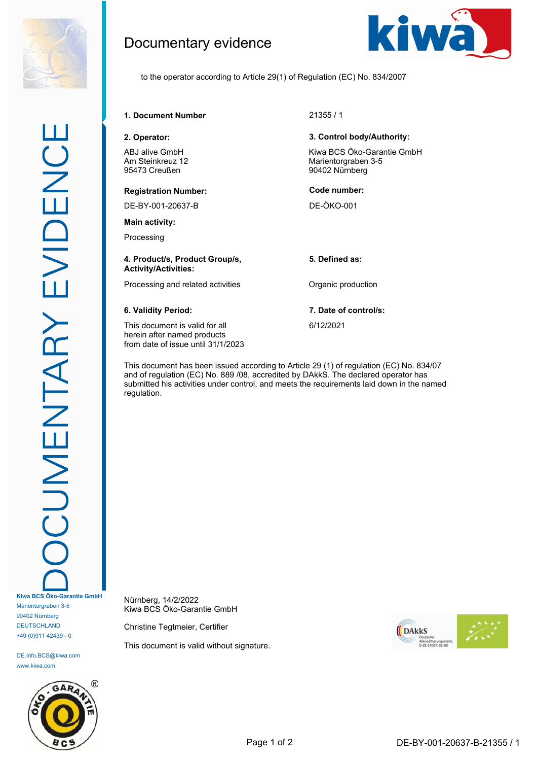# Documentary evidence

to the operator according to Article 29(1) of Regulation (EC) No. 834/2007

**1. Document Number**

21355 / 1

**2. Operator:**

ABJ alive GmbH
Am Steinkreuz 12
95473 Creußen

**3. Control body/Authority:**

Kiwa BCS Öko-Garantie GmbH
Marientorgraben 3-5
90402 Nürnberg

**Registration Number:**

DE-BY-001-20637-B

**Code number:**

DE-ÖKO-001

**Main activity:**

Processing

**4. Product/s, Product Group/s, Activity/Activities:**

Processing and related activities

**5. Defined as:**

Organic production

**6. Validity Period:**

This document is valid for all herein after named products from date of issue until 31/1/2023

**7. Date of control/s:**

6/12/2021

This document has been issued according to Article 29 (1) of regulation (EC) No. 834/07 and of regulation (EC) No. 889 /08, accredited by DAkkS. The declared operator has submitted his activities under control, and meets the requirements laid down in the named regulation.

Nürnberg, 14/2/2022
Kiwa BCS Öko-Garantie GmbH

Christine Tegtmeier, Certifier

This document is valid without signature.

Kiwa BCS Öko-Garantie GmbH
Marientorgraben 3-5
90402 Nürnberg
DEUTSCHLAND
+49 (0)911 42439 - 0

DE.Info.BCS@kiwa.com
www.kiwa.com

DE-BY-001-20637-B-21355 / 1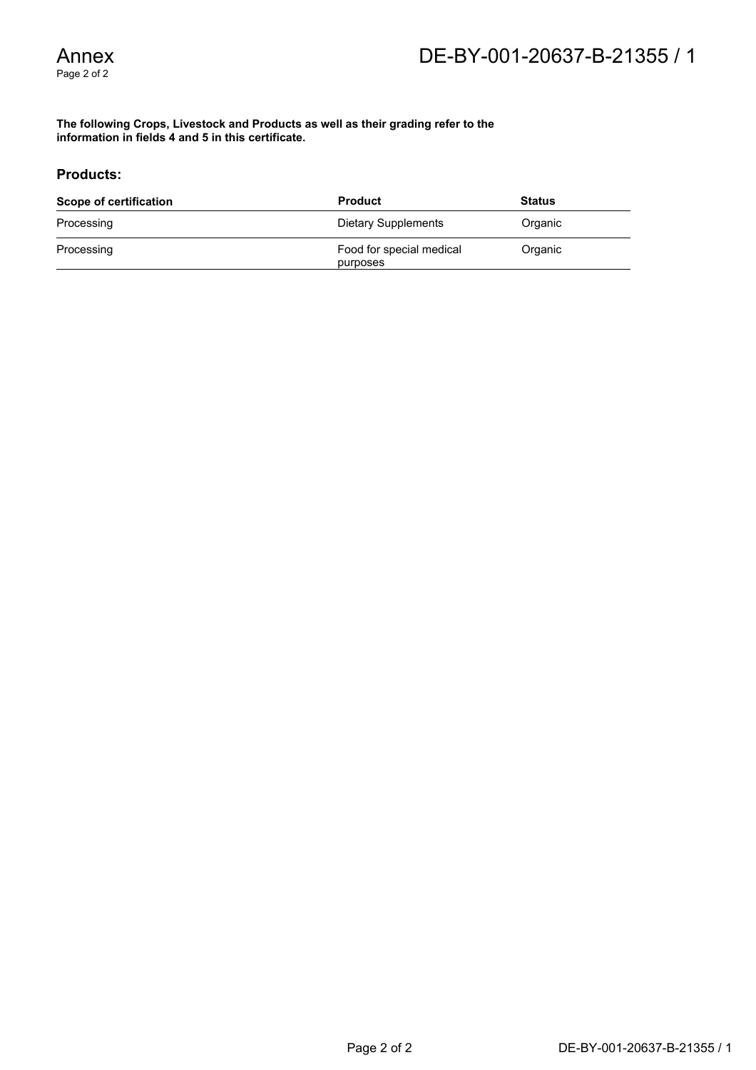# Annex

## DE-BY-001-20637-B-21355 / 1

**The following Crops, Livestock and Products as well as their grading refer to the information in fields 4 and 5 in this certificate.**

### Products:

| Scope of certification | Product | Status |
|---|---|---|
| Processing | Dietary Supplements | Organic |
| Processing | Food for special medical purposes | Organic |